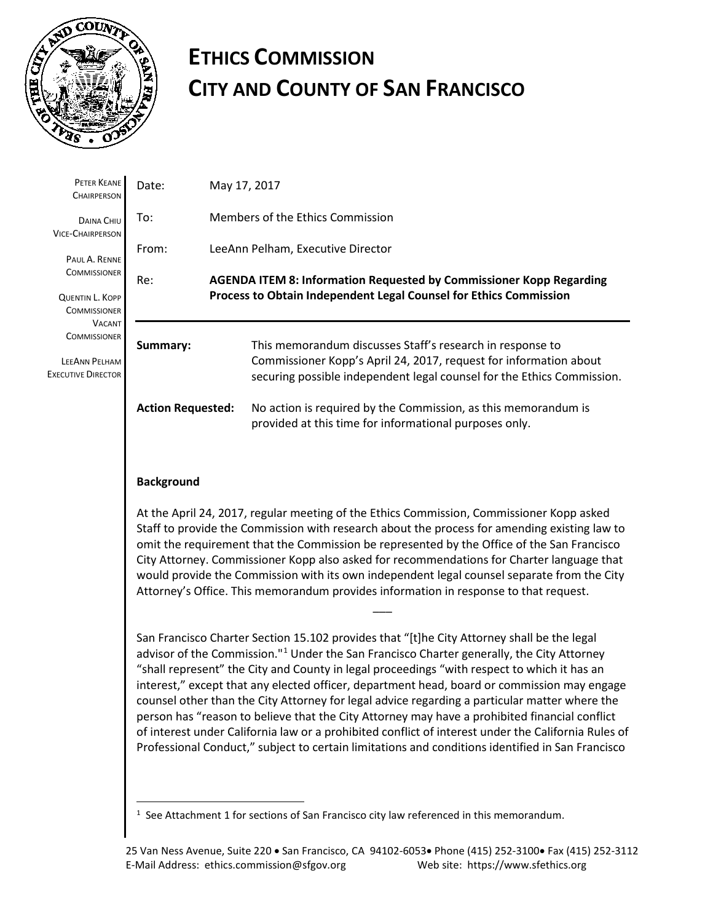# ETHICS COMMISSION
# CITY AND COUNTY OF SAN FRANCISCO

PETER KEANE
CHAIRPERSON

DAINA CHIU
VICE-CHAIRPERSON

PAUL A. RENNE
COMMISSIONER

QUENTIN L. KOPP
COMMISSIONER

VACANT
COMMISSIONER

LEEANN PELHAM
EXECUTIVE DIRECTOR

Date: May 17, 2017

To: Members of the Ethics Commission

From: LeeAnn Pelham, Executive Director

Re: **AGENDA ITEM 8: Information Requested by Commissioner Kopp Regarding Process to Obtain Independent Legal Counsel for Ethics Commission**

---

**Summary:** This memorandum discusses Staff's research in response to Commissioner Kopp's April 24, 2017, request for information about securing possible independent legal counsel for the Ethics Commission.

**Action Requested:** No action is required by the Commission, as this memorandum is provided at this time for informational purposes only.

**Background**

At the April 24, 2017, regular meeting of the Ethics Commission, Commissioner Kopp asked Staff to provide the Commission with research about the process for amending existing law to omit the requirement that the Commission be represented by the Office of the San Francisco City Attorney. Commissioner Kopp also asked for recommendations for Charter language that would provide the Commission with its own independent legal counsel separate from the City Attorney's Office. This memorandum provides information in response to that request.

\_\_\_

San Francisco Charter Section 15.102 provides that "[t]he City Attorney shall be the legal advisor of the Commission."[1] Under the San Francisco Charter generally, the City Attorney "shall represent" the City and County in legal proceedings "with respect to which it has an interest," except that any elected officer, department head, board or commission may engage counsel other than the City Attorney for legal advice regarding a particular matter where the person has "reason to believe that the City Attorney may have a prohibited financial conflict of interest under California law or a prohibited conflict of interest under the California Rules of Professional Conduct," subject to certain limitations and conditions identified in San Francisco

[1] See Attachment 1 for sections of San Francisco city law referenced in this memorandum.

25 Van Ness Avenue, Suite 220 • San Francisco, CA 94102-6053• Phone (415) 252-3100• Fax (415) 252-3112
E-Mail Address: ethics.commission@sfgov.org Web site: https://www.sfethics.org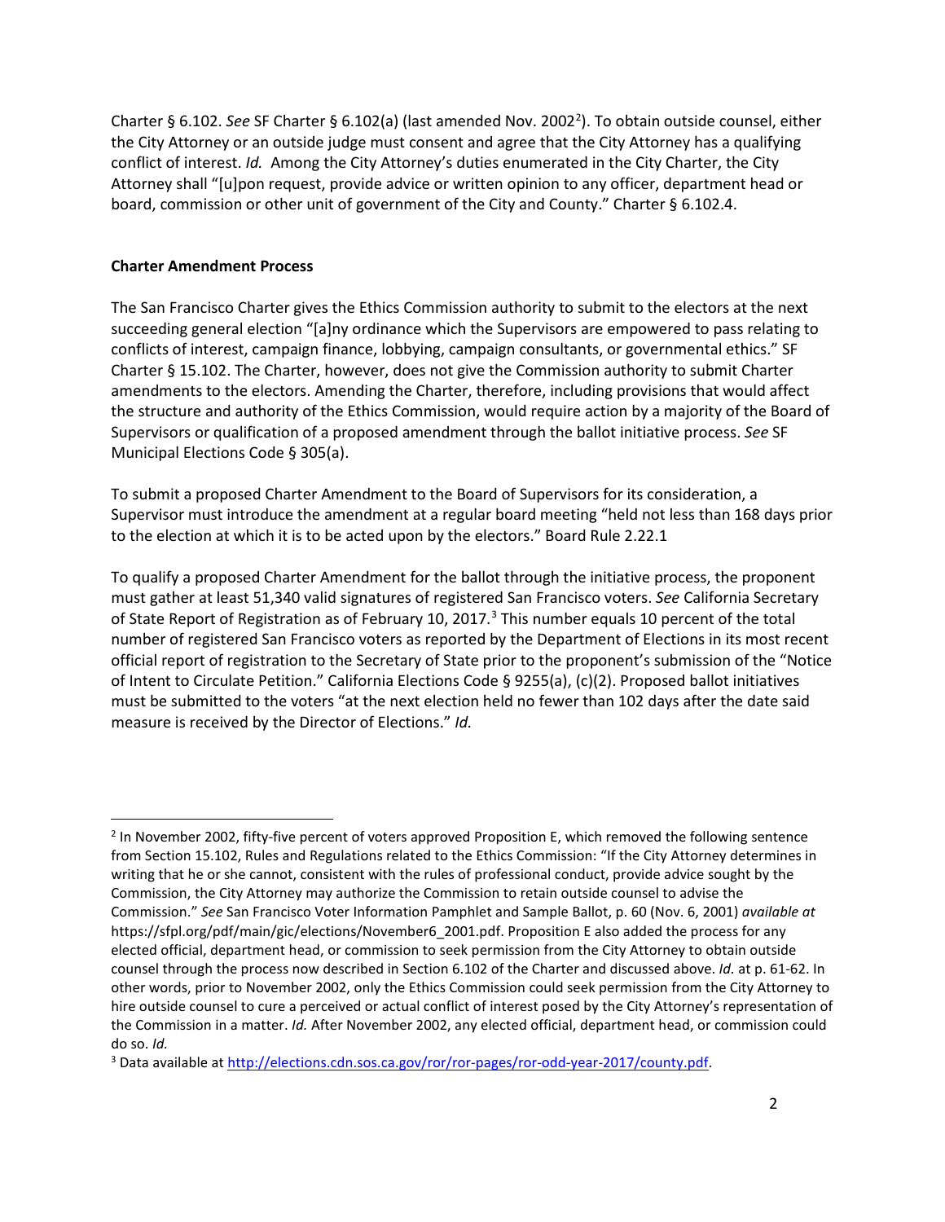Charter § 6.102. *See* SF Charter § 6.102(a) (last amended Nov. 2002[2]). To obtain outside counsel, either the City Attorney or an outside judge must consent and agree that the City Attorney has a qualifying conflict of interest. *Id.* Among the City Attorney's duties enumerated in the City Charter, the City Attorney shall "[u]pon request, provide advice or written opinion to any officer, department head or board, commission or other unit of government of the City and County." Charter § 6.102.4.

**Charter Amendment Process**

The San Francisco Charter gives the Ethics Commission authority to submit to the electors at the next succeeding general election "[a]ny ordinance which the Supervisors are empowered to pass relating to conflicts of interest, campaign finance, lobbying, campaign consultants, or governmental ethics." SF Charter § 15.102. The Charter, however, does not give the Commission authority to submit Charter amendments to the electors. Amending the Charter, therefore, including provisions that would affect the structure and authority of the Ethics Commission, would require action by a majority of the Board of Supervisors or qualification of a proposed amendment through the ballot initiative process. *See* SF Municipal Elections Code § 305(a).

To submit a proposed Charter Amendment to the Board of Supervisors for its consideration, a Supervisor must introduce the amendment at a regular board meeting "held not less than 168 days prior to the election at which it is to be acted upon by the electors." Board Rule 2.22.1

To qualify a proposed Charter Amendment for the ballot through the initiative process, the proponent must gather at least 51,340 valid signatures of registered San Francisco voters. *See* California Secretary of State Report of Registration as of February 10, 2017.[3] This number equals 10 percent of the total number of registered San Francisco voters as reported by the Department of Elections in its most recent official report of registration to the Secretary of State prior to the proponent's submission of the "Notice of Intent to Circulate Petition." California Elections Code § 9255(a), (c)(2). Proposed ballot initiatives must be submitted to the voters "at the next election held no fewer than 102 days after the date said measure is received by the Director of Elections." *Id.*

---

[2] In November 2002, fifty-five percent of voters approved Proposition E, which removed the following sentence from Section 15.102, Rules and Regulations related to the Ethics Commission: "If the City Attorney determines in writing that he or she cannot, consistent with the rules of professional conduct, provide advice sought by the Commission, the City Attorney may authorize the Commission to retain outside counsel to advise the Commission." *See* San Francisco Voter Information Pamphlet and Sample Ballot, p. 60 (Nov. 6, 2001) *available at* https://sfpl.org/pdf/main/gic/elections/November6_2001.pdf. Proposition E also added the process for any elected official, department head, or commission to seek permission from the City Attorney to obtain outside counsel through the process now described in Section 6.102 of the Charter and discussed above. *Id.* at p. 61-62. In other words, prior to November 2002, only the Ethics Commission could seek permission from the City Attorney to hire outside counsel to cure a perceived or actual conflict of interest posed by the City Attorney's representation of the Commission in a matter. *Id.* After November 2002, any elected official, department head, or commission could do so. *Id.*

[3] Data available at http://elections.cdn.sos.ca.gov/ror/ror-pages/ror-odd-year-2017/county.pdf.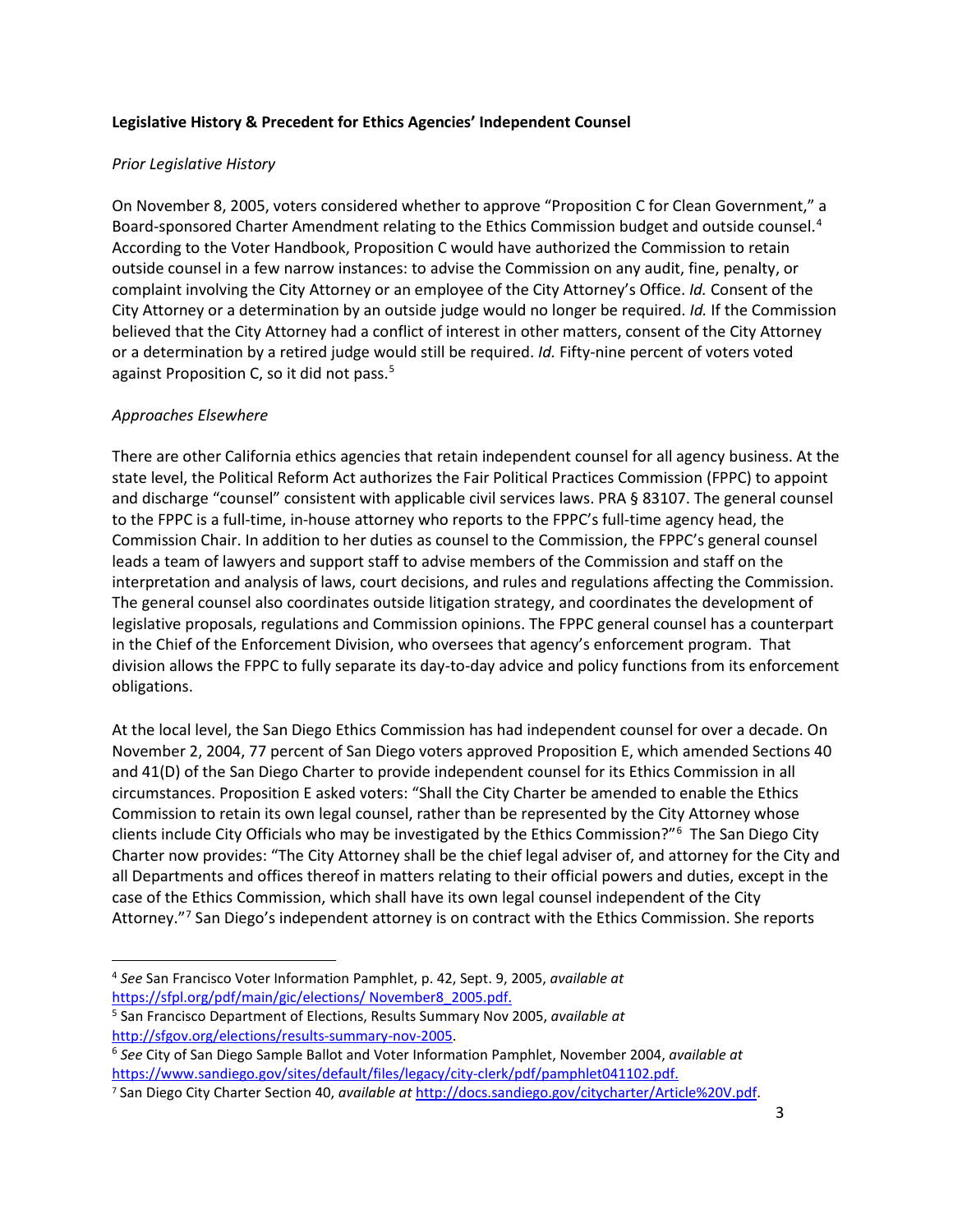**Legislative History & Precedent for Ethics Agencies' Independent Counsel**

*Prior Legislative History*

On November 8, 2005, voters considered whether to approve "Proposition C for Clean Government," a Board-sponsored Charter Amendment relating to the Ethics Commission budget and outside counsel.[4] According to the Voter Handbook, Proposition C would have authorized the Commission to retain outside counsel in a few narrow instances: to advise the Commission on any audit, fine, penalty, or complaint involving the City Attorney or an employee of the City Attorney's Office. *Id.* Consent of the City Attorney or a determination by an outside judge would no longer be required. *Id.* If the Commission believed that the City Attorney had a conflict of interest in other matters, consent of the City Attorney or a determination by a retired judge would still be required. *Id.* Fifty-nine percent of voters voted against Proposition C, so it did not pass.[5]

*Approaches Elsewhere*

There are other California ethics agencies that retain independent counsel for all agency business. At the state level, the Political Reform Act authorizes the Fair Political Practices Commission (FPPC) to appoint and discharge "counsel" consistent with applicable civil services laws. PRA § 83107. The general counsel to the FPPC is a full-time, in-house attorney who reports to the FPPC's full-time agency head, the Commission Chair. In addition to her duties as counsel to the Commission, the FPPC's general counsel leads a team of lawyers and support staff to advise members of the Commission and staff on the interpretation and analysis of laws, court decisions, and rules and regulations affecting the Commission. The general counsel also coordinates outside litigation strategy, and coordinates the development of legislative proposals, regulations and Commission opinions. The FPPC general counsel has a counterpart in the Chief of the Enforcement Division, who oversees that agency's enforcement program. That division allows the FPPC to fully separate its day-to-day advice and policy functions from its enforcement obligations.

At the local level, the San Diego Ethics Commission has had independent counsel for over a decade. On November 2, 2004, 77 percent of San Diego voters approved Proposition E, which amended Sections 40 and 41(D) of the San Diego Charter to provide independent counsel for its Ethics Commission in all circumstances. Proposition E asked voters: "Shall the City Charter be amended to enable the Ethics Commission to retain its own legal counsel, rather than be represented by the City Attorney whose clients include City Officials who may be investigated by the Ethics Commission?"[6] The San Diego City Charter now provides: "The City Attorney shall be the chief legal adviser of, and attorney for the City and all Departments and offices thereof in matters relating to their official powers and duties, except in the case of the Ethics Commission, which shall have its own legal counsel independent of the City Attorney."[7] San Diego's independent attorney is on contract with the Ethics Commission. She reports

---

[4] *See* San Francisco Voter Information Pamphlet, p. 42, Sept. 9, 2005, *available at* https://sfpl.org/pdf/main/gic/elections/ November8_2005.pdf.

[5] San Francisco Department of Elections, Results Summary Nov 2005, *available at* http://sfgov.org/elections/results-summary-nov-2005.

[6] *See* City of San Diego Sample Ballot and Voter Information Pamphlet, November 2004, *available at* https://www.sandiego.gov/sites/default/files/legacy/city-clerk/pdf/pamphlet041102.pdf.

[7] San Diego City Charter Section 40, *available at* http://docs.sandiego.gov/citycharter/Article%20V.pdf.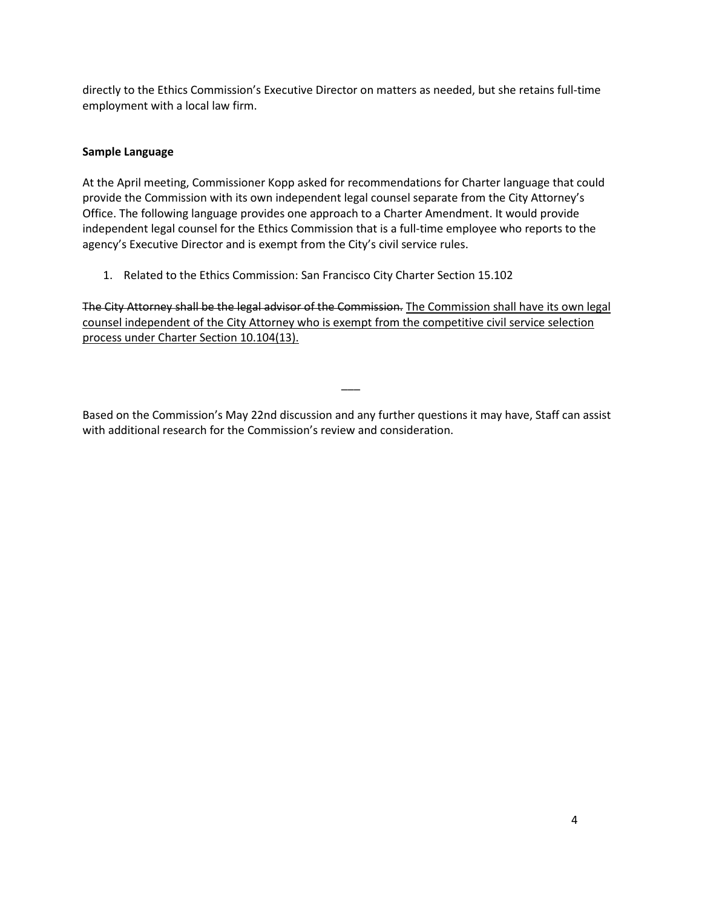directly to the Ethics Commission's Executive Director on matters as needed, but she retains full-time employment with a local law firm.

**Sample Language**

At the April meeting, Commissioner Kopp asked for recommendations for Charter language that could provide the Commission with its own independent legal counsel separate from the City Attorney's Office. The following language provides one approach to a Charter Amendment. It would provide independent legal counsel for the Ethics Commission that is a full-time employee who reports to the agency's Executive Director and is exempt from the City's civil service rules.

1. Related to the Ethics Commission: San Francisco City Charter Section 15.102

~~The City Attorney shall be the legal advisor of the Commission.~~ <u>The Commission shall have its own legal counsel independent of the City Attorney who is exempt from the competitive civil service selection process under Charter Section 10.104(13).</u>

\_\_\_

Based on the Commission's May 22nd discussion and any further questions it may have, Staff can assist with additional research for the Commission's review and consideration.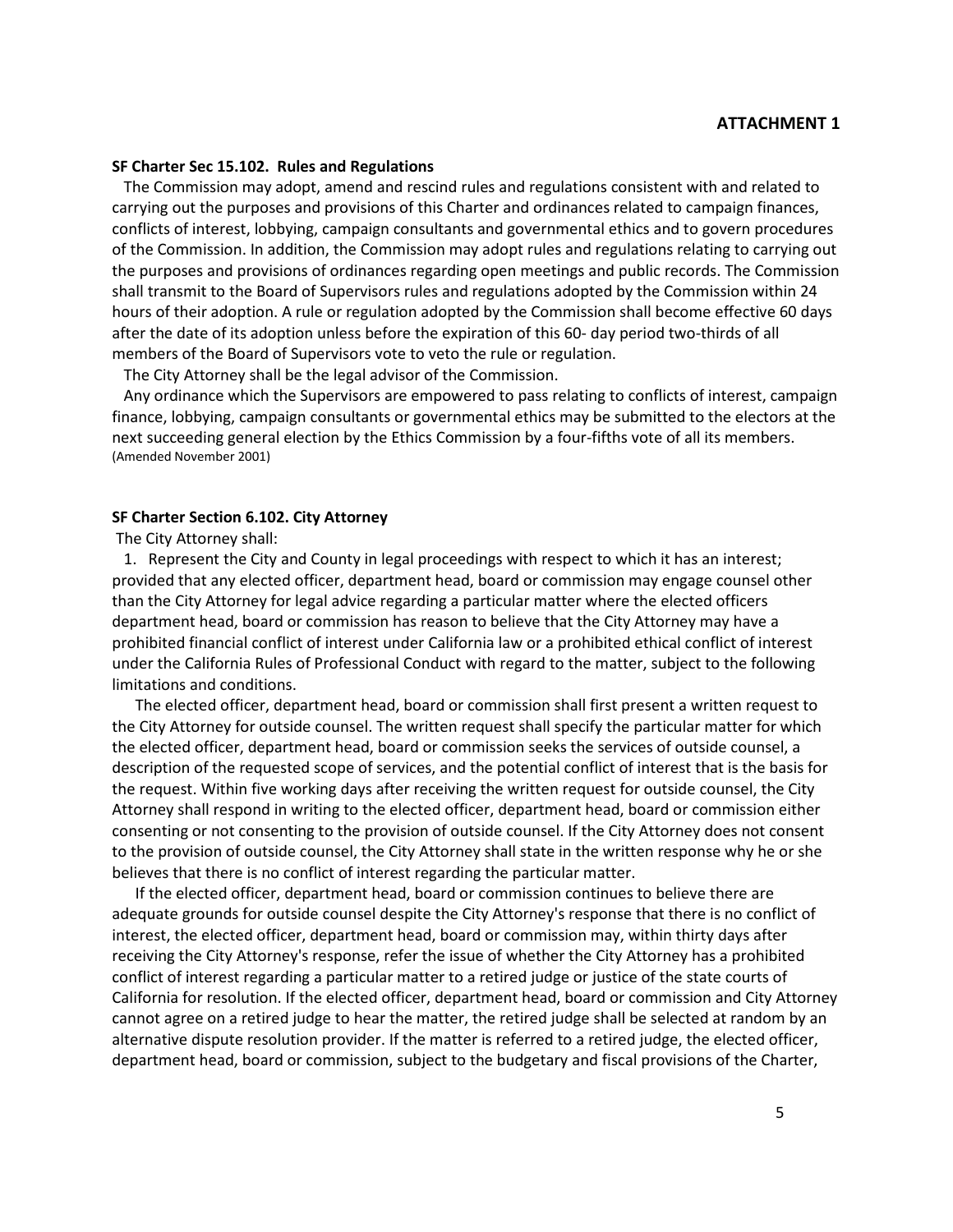**ATTACHMENT 1**

**SF Charter Sec 15.102. Rules and Regulations**

The Commission may adopt, amend and rescind rules and regulations consistent with and related to carrying out the purposes and provisions of this Charter and ordinances related to campaign finances, conflicts of interest, lobbying, campaign consultants and governmental ethics and to govern procedures of the Commission. In addition, the Commission may adopt rules and regulations relating to carrying out the purposes and provisions of ordinances regarding open meetings and public records. The Commission shall transmit to the Board of Supervisors rules and regulations adopted by the Commission within 24 hours of their adoption. A rule or regulation adopted by the Commission shall become effective 60 days after the date of its adoption unless before the expiration of this 60- day period two-thirds of all members of the Board of Supervisors vote to veto the rule or regulation.

The City Attorney shall be the legal advisor of the Commission.

Any ordinance which the Supervisors are empowered to pass relating to conflicts of interest, campaign finance, lobbying, campaign consultants or governmental ethics may be submitted to the electors at the next succeeding general election by the Ethics Commission by a four-fifths vote of all its members.
(Amended November 2001)

**SF Charter Section 6.102. City Attorney**

The City Attorney shall:

1. Represent the City and County in legal proceedings with respect to which it has an interest; provided that any elected officer, department head, board or commission may engage counsel other than the City Attorney for legal advice regarding a particular matter where the elected officers department head, board or commission has reason to believe that the City Attorney may have a prohibited financial conflict of interest under California law or a prohibited ethical conflict of interest under the California Rules of Professional Conduct with regard to the matter, subject to the following limitations and conditions.

   The elected officer, department head, board or commission shall first present a written request to the City Attorney for outside counsel. The written request shall specify the particular matter for which the elected officer, department head, board or commission seeks the services of outside counsel, a description of the requested scope of services, and the potential conflict of interest that is the basis for the request. Within five working days after receiving the written request for outside counsel, the City Attorney shall respond in writing to the elected officer, department head, board or commission either consenting or not consenting to the provision of outside counsel. If the City Attorney does not consent to the provision of outside counsel, the City Attorney shall state in the written response why he or she believes that there is no conflict of interest regarding the particular matter.

   If the elected officer, department head, board or commission continues to believe there are adequate grounds for outside counsel despite the City Attorney's response that there is no conflict of interest, the elected officer, department head, board or commission may, within thirty days after receiving the City Attorney's response, refer the issue of whether the City Attorney has a prohibited conflict of interest regarding a particular matter to a retired judge or justice of the state courts of California for resolution. If the elected officer, department head, board or commission and City Attorney cannot agree on a retired judge to hear the matter, the retired judge shall be selected at random by an alternative dispute resolution provider. If the matter is referred to a retired judge, the elected officer, department head, board or commission, subject to the budgetary and fiscal provisions of the Charter,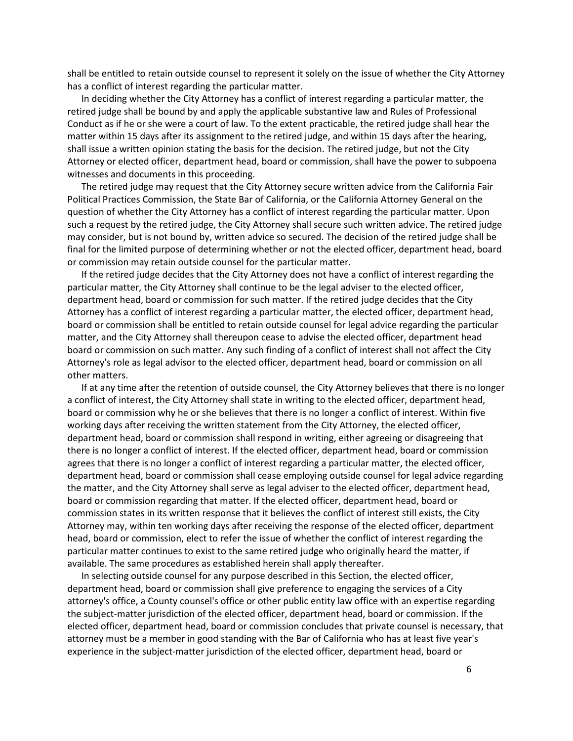shall be entitled to retain outside counsel to represent it solely on the issue of whether the City Attorney has a conflict of interest regarding the particular matter.

In deciding whether the City Attorney has a conflict of interest regarding a particular matter, the retired judge shall be bound by and apply the applicable substantive law and Rules of Professional Conduct as if he or she were a court of law. To the extent practicable, the retired judge shall hear the matter within 15 days after its assignment to the retired judge, and within 15 days after the hearing, shall issue a written opinion stating the basis for the decision. The retired judge, but not the City Attorney or elected officer, department head, board or commission, shall have the power to subpoena witnesses and documents in this proceeding.

The retired judge may request that the City Attorney secure written advice from the California Fair Political Practices Commission, the State Bar of California, or the California Attorney General on the question of whether the City Attorney has a conflict of interest regarding the particular matter. Upon such a request by the retired judge, the City Attorney shall secure such written advice. The retired judge may consider, but is not bound by, written advice so secured. The decision of the retired judge shall be final for the limited purpose of determining whether or not the elected officer, department head, board or commission may retain outside counsel for the particular matter.

If the retired judge decides that the City Attorney does not have a conflict of interest regarding the particular matter, the City Attorney shall continue to be the legal adviser to the elected officer, department head, board or commission for such matter. If the retired judge decides that the City Attorney has a conflict of interest regarding a particular matter, the elected officer, department head, board or commission shall be entitled to retain outside counsel for legal advice regarding the particular matter, and the City Attorney shall thereupon cease to advise the elected officer, department head board or commission on such matter. Any such finding of a conflict of interest shall not affect the City Attorney's role as legal advisor to the elected officer, department head, board or commission on all other matters.

If at any time after the retention of outside counsel, the City Attorney believes that there is no longer a conflict of interest, the City Attorney shall state in writing to the elected officer, department head, board or commission why he or she believes that there is no longer a conflict of interest. Within five working days after receiving the written statement from the City Attorney, the elected officer, department head, board or commission shall respond in writing, either agreeing or disagreeing that there is no longer a conflict of interest. If the elected officer, department head, board or commission agrees that there is no longer a conflict of interest regarding a particular matter, the elected officer, department head, board or commission shall cease employing outside counsel for legal advice regarding the matter, and the City Attorney shall serve as legal adviser to the elected officer, department head, board or commission regarding that matter. If the elected officer, department head, board or commission states in its written response that it believes the conflict of interest still exists, the City Attorney may, within ten working days after receiving the response of the elected officer, department head, board or commission, elect to refer the issue of whether the conflict of interest regarding the particular matter continues to exist to the same retired judge who originally heard the matter, if available. The same procedures as established herein shall apply thereafter.

In selecting outside counsel for any purpose described in this Section, the elected officer, department head, board or commission shall give preference to engaging the services of a City attorney's office, a County counsel's office or other public entity law office with an expertise regarding the subject-matter jurisdiction of the elected officer, department head, board or commission. If the elected officer, department head, board or commission concludes that private counsel is necessary, that attorney must be a member in good standing with the Bar of California who has at least five year's experience in the subject-matter jurisdiction of the elected officer, department head, board or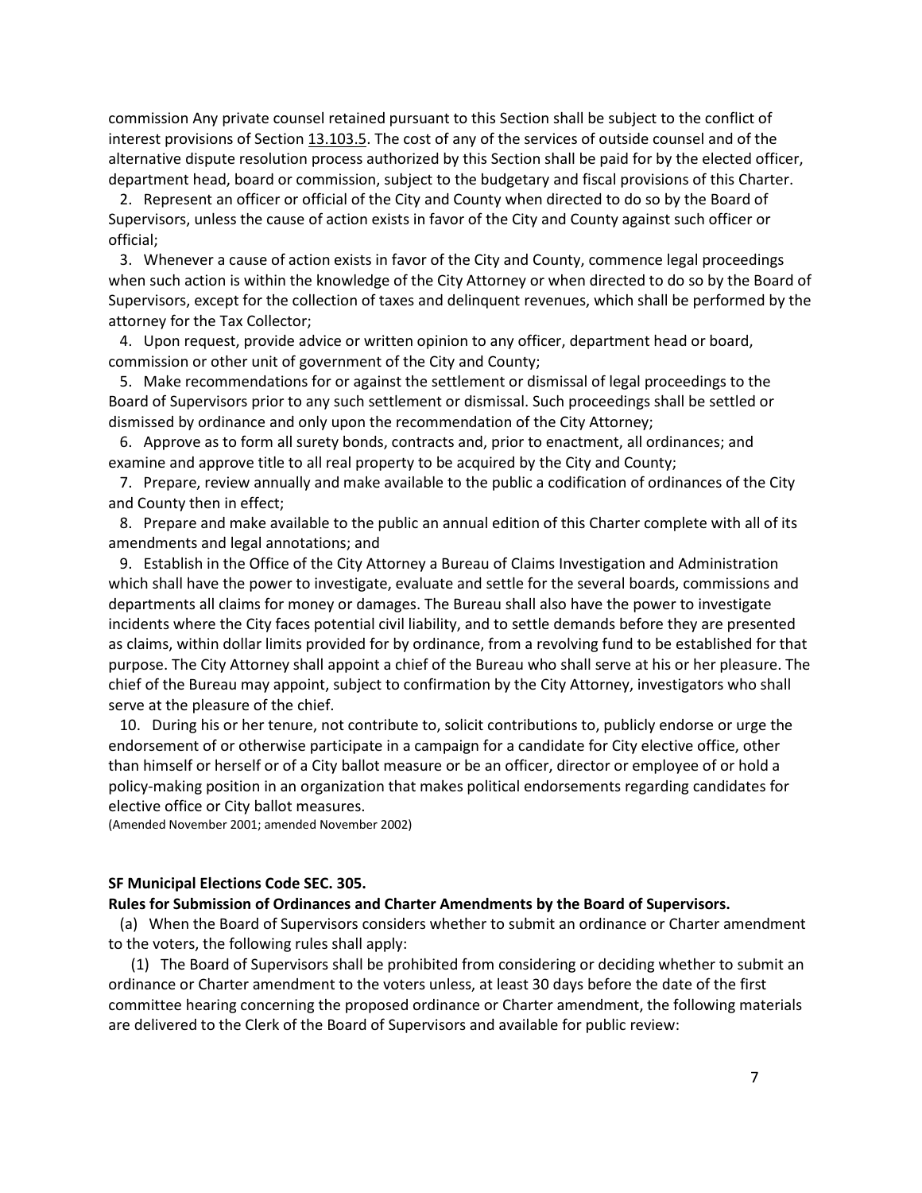commission Any private counsel retained pursuant to this Section shall be subject to the conflict of interest provisions of Section 13.103.5. The cost of any of the services of outside counsel and of the alternative dispute resolution process authorized by this Section shall be paid for by the elected officer, department head, board or commission, subject to the budgetary and fiscal provisions of this Charter.

2. Represent an officer or official of the City and County when directed to do so by the Board of Supervisors, unless the cause of action exists in favor of the City and County against such officer or official;

3. Whenever a cause of action exists in favor of the City and County, commence legal proceedings when such action is within the knowledge of the City Attorney or when directed to do so by the Board of Supervisors, except for the collection of taxes and delinquent revenues, which shall be performed by the attorney for the Tax Collector;

4. Upon request, provide advice or written opinion to any officer, department head or board, commission or other unit of government of the City and County;

5. Make recommendations for or against the settlement or dismissal of legal proceedings to the Board of Supervisors prior to any such settlement or dismissal. Such proceedings shall be settled or dismissed by ordinance and only upon the recommendation of the City Attorney;

6. Approve as to form all surety bonds, contracts and, prior to enactment, all ordinances; and examine and approve title to all real property to be acquired by the City and County;

7. Prepare, review annually and make available to the public a codification of ordinances of the City and County then in effect;

8. Prepare and make available to the public an annual edition of this Charter complete with all of its amendments and legal annotations; and

9. Establish in the Office of the City Attorney a Bureau of Claims Investigation and Administration which shall have the power to investigate, evaluate and settle for the several boards, commissions and departments all claims for money or damages. The Bureau shall also have the power to investigate incidents where the City faces potential civil liability, and to settle demands before they are presented as claims, within dollar limits provided for by ordinance, from a revolving fund to be established for that purpose. The City Attorney shall appoint a chief of the Bureau who shall serve at his or her pleasure. The chief of the Bureau may appoint, subject to confirmation by the City Attorney, investigators who shall serve at the pleasure of the chief.

10. During his or her tenure, not contribute to, solicit contributions to, publicly endorse or urge the endorsement of or otherwise participate in a campaign for a candidate for City elective office, other than himself or herself or of a City ballot measure or be an officer, director or employee of or hold a policy-making position in an organization that makes political endorsements regarding candidates for elective office or City ballot measures.

(Amended November 2001; amended November 2002)

**SF Municipal Elections Code SEC. 305.**

**Rules for Submission of Ordinances and Charter Amendments by the Board of Supervisors.**

(a) When the Board of Supervisors considers whether to submit an ordinance or Charter amendment to the voters, the following rules shall apply:

(1) The Board of Supervisors shall be prohibited from considering or deciding whether to submit an ordinance or Charter amendment to the voters unless, at least 30 days before the date of the first committee hearing concerning the proposed ordinance or Charter amendment, the following materials are delivered to the Clerk of the Board of Supervisors and available for public review: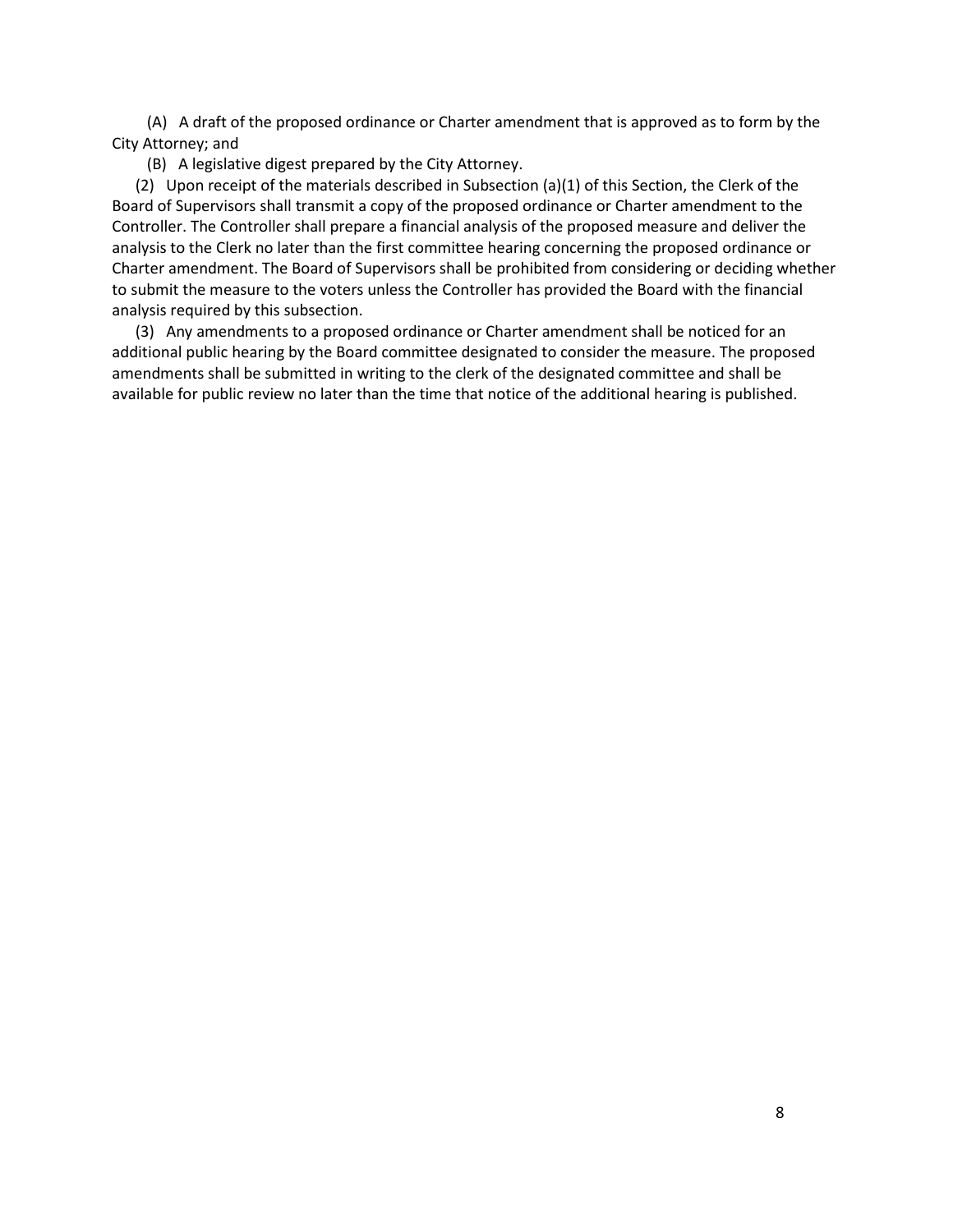(A) A draft of the proposed ordinance or Charter amendment that is approved as to form by the City Attorney; and

(B) A legislative digest prepared by the City Attorney.

(2) Upon receipt of the materials described in Subsection (a)(1) of this Section, the Clerk of the Board of Supervisors shall transmit a copy of the proposed ordinance or Charter amendment to the Controller. The Controller shall prepare a financial analysis of the proposed measure and deliver the analysis to the Clerk no later than the first committee hearing concerning the proposed ordinance or Charter amendment. The Board of Supervisors shall be prohibited from considering or deciding whether to submit the measure to the voters unless the Controller has provided the Board with the financial analysis required by this subsection.

(3) Any amendments to a proposed ordinance or Charter amendment shall be noticed for an additional public hearing by the Board committee designated to consider the measure. The proposed amendments shall be submitted in writing to the clerk of the designated committee and shall be available for public review no later than the time that notice of the additional hearing is published.